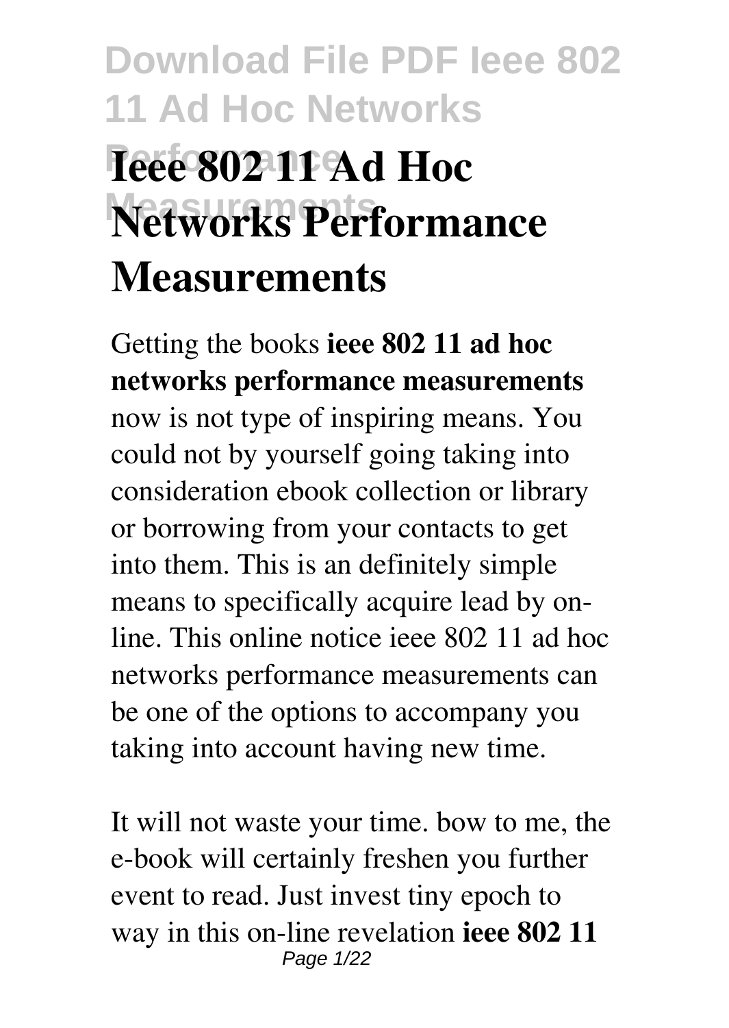# Ieee 802 11 Ad Hoc Networks Performance Measurements

Getting the books **ieee 802 11 ad hoc networks performance measurements** now is not type of inspiring means. You could not by yourself going taking into consideration ebook collection or library or borrowing from your contacts to get into them. This is an definitely simple means to specifically acquire lead by on-line. This online notice ieee 802 11 ad hoc networks performance measurements can be one of the options to accompany you taking into account having new time.

It will not waste your time. bow to me, the e-book will certainly freshen you further event to read. Just invest tiny epoch to way in this on-line revelation **ieee 802 11**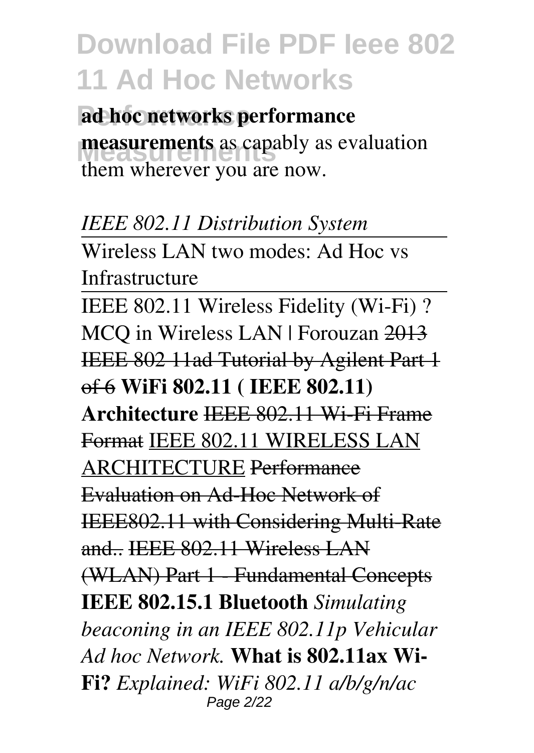**ad hoc networks performance measurements** as capably as evaluation them wherever you are now.

*IEEE 802.11 Distribution System*

Wireless LAN two modes: Ad Hoc vs Infrastructure

IEEE 802.11 Wireless Fidelity (Wi-Fi) ? MCQ in Wireless LAN | Forouzan ~~2013 IEEE 802 11ad Tutorial by Agilent Part 1 of 6~~ **WiFi 802.11 ( IEEE 802.11) Architecture** ~~IEEE 802.11 Wi-Fi Frame Format~~ IEEE 802.11 WIRELESS LAN ARCHITECTURE ~~Performance Evaluation on Ad-Hoc Network of IEEE802.11 with Considering Multi-Rate and..~~ ~~IEEE 802.11 Wireless LAN (WLAN) Part 1 - Fundamental Concepts~~ **IEEE 802.15.1 Bluetooth** *Simulating beaconing in an IEEE 802.11p Vehicular Ad hoc Network.* **What is 802.11ax Wi-Fi?** *Explained: WiFi 802.11 a/b/g/n/ac*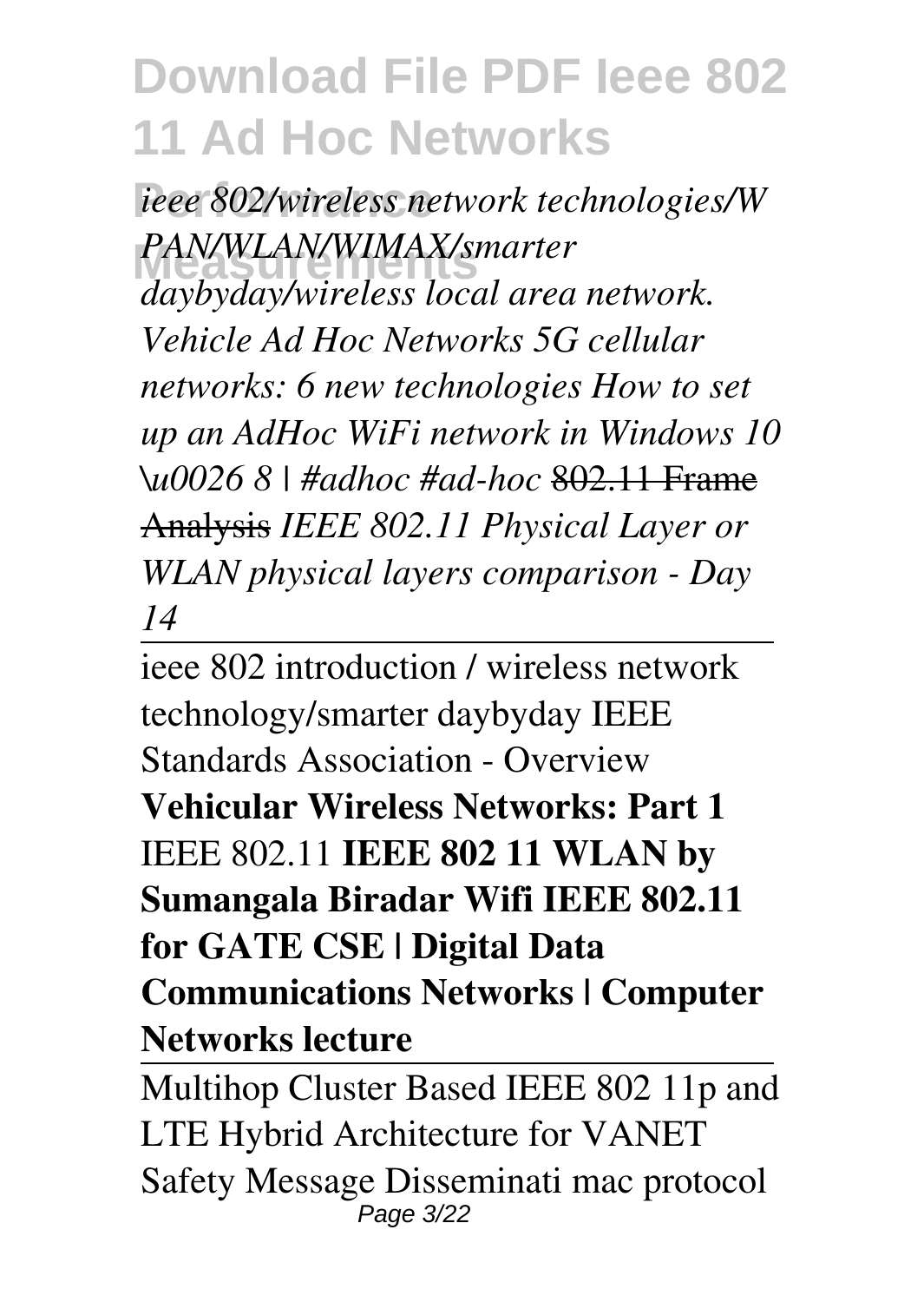*ieee 802/wireless network technologies/WPAN/WLAN/WIMAX/smarter daybyday/wireless local area network. Vehicle Ad Hoc Networks 5G cellular networks: 6 new technologies How to set up an AdHoc WiFi network in Windows 10 \u0026 8 | #adhoc #ad-hoc* ~~802.11 Frame Analysis~~ *IEEE 802.11 Physical Layer or WLAN physical layers comparison - Day 14*

---

ieee 802 introduction / wireless network technology/smarter daybyday IEEE Standards Association - Overview **Vehicular Wireless Networks: Part 1** IEEE 802.11 **IEEE 802 11 WLAN by Sumangala Biradar Wifi IEEE 802.11 for GATE CSE | Digital Data Communications Networks | Computer Networks lecture**

---

Multihop Cluster Based IEEE 802 11p and LTE Hybrid Architecture for VANET Safety Message Disseminati mac protocol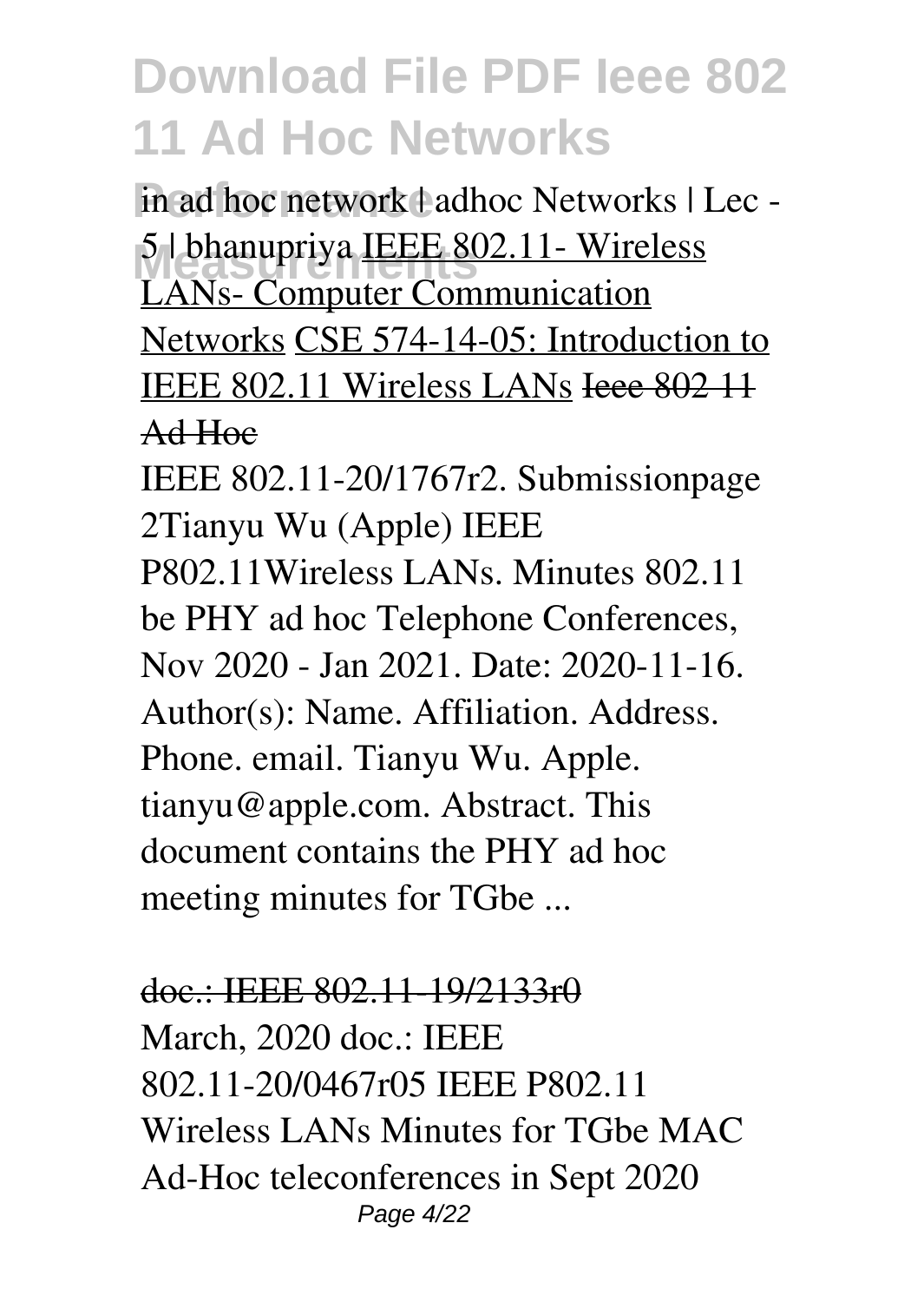in ad hoc network | adhoc Networks | Lec - 5 | bhanupriya IEEE 802.11- Wireless LANs- Computer Communication Networks CSE 574-14-05: Introduction to IEEE 802.11 Wireless LANs ~~Ieee 802 11 Ad Hoc~~

IEEE 802.11-20/1767r2. Submissionpage 2Tianyu Wu (Apple) IEEE P802.11Wireless LANs. Minutes 802.11 be PHY ad hoc Telephone Conferences, Nov 2020 - Jan 2021. Date: 2020-11-16. Author(s): Name. Affiliation. Address. Phone. email. Tianyu Wu. Apple. tianyu@apple.com. Abstract. This document contains the PHY ad hoc meeting minutes for TGbe ...

~~doc.: IEEE 802.11-19/2133r0~~

March, 2020 doc.: IEEE 802.11-20/0467r05 IEEE P802.11 Wireless LANs Minutes for TGbe MAC Ad-Hoc teleconferences in Sept 2020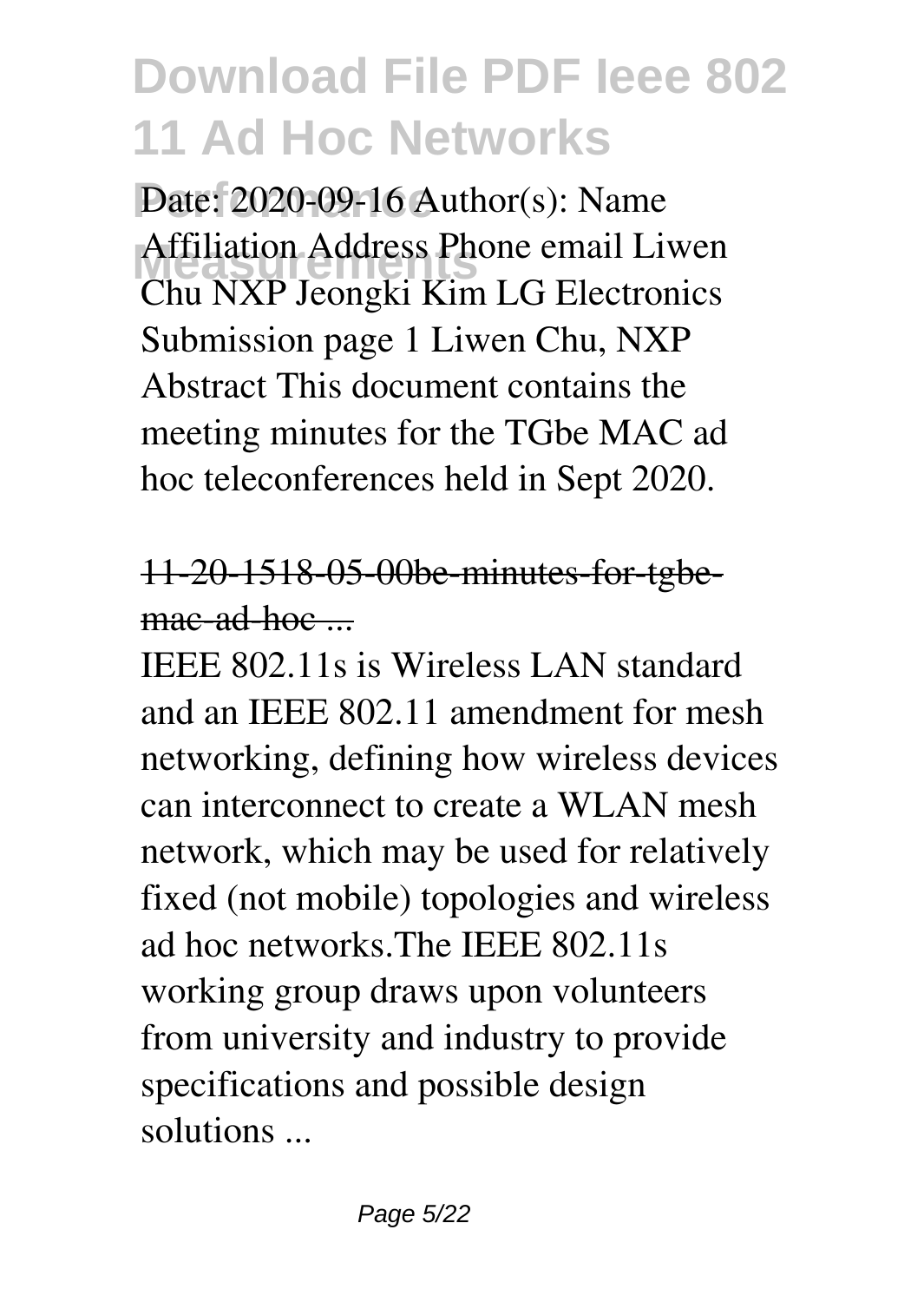Date: 2020-09-16 Author(s): Name Affiliation Address Phone email Liwen Chu NXP Jeongki Kim LG Electronics Submission page 1 Liwen Chu, NXP Abstract This document contains the meeting minutes for the TGbe MAC ad hoc teleconferences held in Sept 2020.

11-20-1518-05-00be-minutes-for-tgbe-mac-ad-hoc ...

IEEE 802.11s is Wireless LAN standard and an IEEE 802.11 amendment for mesh networking, defining how wireless devices can interconnect to create a WLAN mesh network, which may be used for relatively fixed (not mobile) topologies and wireless ad hoc networks.The IEEE 802.11s working group draws upon volunteers from university and industry to provide specifications and possible design solutions ...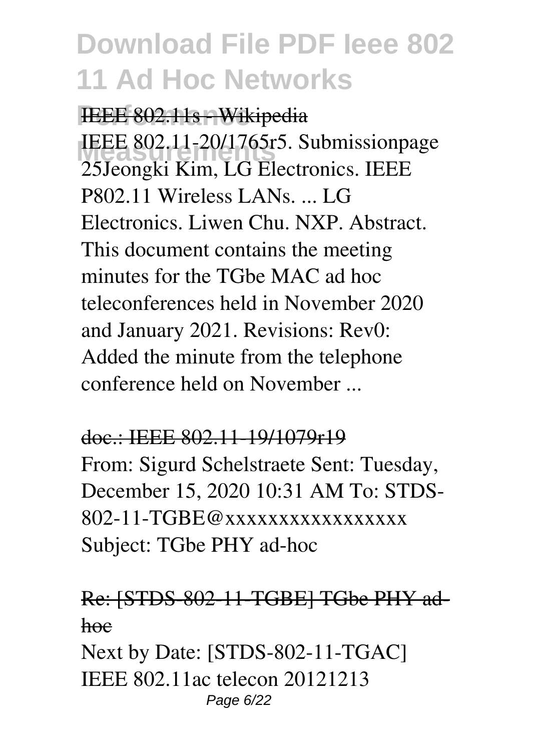IEEE 802.11s - Wikipedia

IEEE 802.11-20/1765r5. Submissionpage 25Jeongki Kim, LG Electronics. IEEE P802.11 Wireless LANs. ... LG Electronics. Liwen Chu. NXP. Abstract. This document contains the meeting minutes for the TGbe MAC ad hoc teleconferences held in November 2020 and January 2021. Revisions: Rev0: Added the minute from the telephone conference held on November ...

doc.: IEEE 802.11-19/1079r19

From: Sigurd Schelstraete Sent: Tuesday, December 15, 2020 10:31 AM To: STDS-802-11-TGBE@xxxxxxxxxxxxxxxxx Subject: TGbe PHY ad-hoc

Re: [STDS-802-11-TGBE] TGbe PHY ad-hoc

Next by Date: [STDS-802-11-TGAC] IEEE 802.11ac telecon 20121213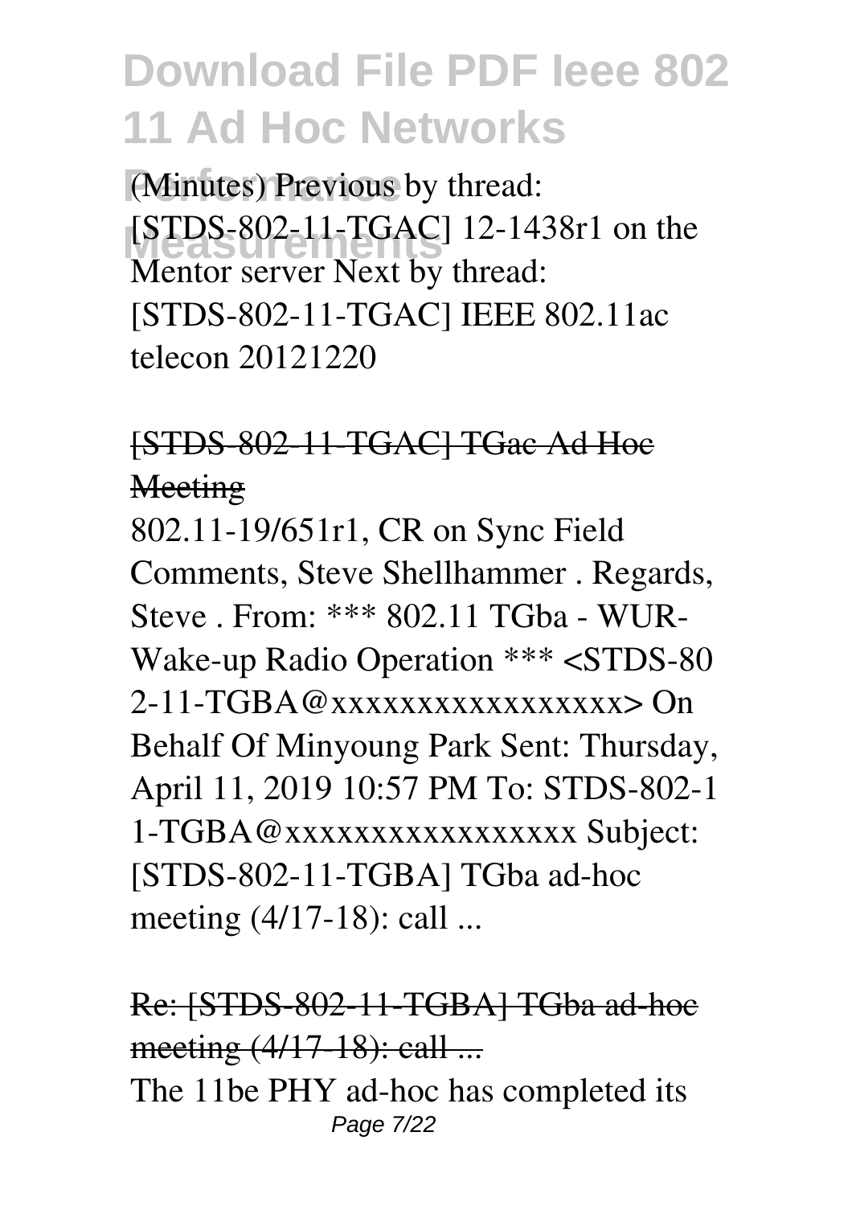(Minutes) Previous by thread: [STDS-802-11-TGAC] 12-1438r1 on the Mentor server Next by thread: [STDS-802-11-TGAC] IEEE 802.11ac telecon 20121220

## [STDS-802-11-TGAC] TGac Ad Hoc Meeting

802.11-19/651r1, CR on Sync Field Comments, Steve Shellhammer . Regards, Steve . From: *** 802.11 TGba - WUR-Wake-up Radio Operation *** <STDS-802-11-TGBA@xxxxxxxxxxxxxxxxxx> On Behalf Of Minyoung Park Sent: Thursday, April 11, 2019 10:57 PM To: STDS-802-11-TGBA@xxxxxxxxxxxxxxxxxx Subject: [STDS-802-11-TGBA] TGba ad-hoc meeting (4/17-18): call ...

## Re: [STDS-802-11-TGBA] TGba ad-hoc meeting (4/17-18): call ...

The 11be PHY ad-hoc has completed its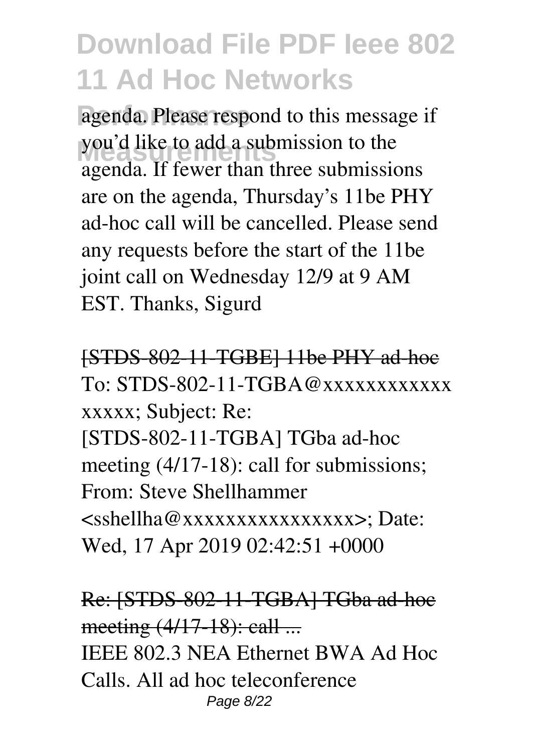agenda. Please respond to this message if you'd like to add a submission to the agenda. If fewer than three submissions are on the agenda, Thursday's 11be PHY ad-hoc call will be cancelled. Please send any requests before the start of the 11be joint call on Wednesday 12/9 at 9 AM EST. Thanks, Sigurd

[STDS-802-11-TGBE] 11be PHY ad-hoc

To: STDS-802-11-TGBA@xxxxxxxxxxxxxxxxx; Subject: Re: [STDS-802-11-TGBA] TGba ad-hoc meeting (4/17-18): call for submissions; From: Steve Shellhammer <sshellha@xxxxxxxxxxxxxxxxx>; Date: Wed, 17 Apr 2019 02:42:51 +0000

Re: [STDS-802-11-TGBA] TGba ad-hoc meeting (4/17-18): call ...

IEEE 802.3 NEA Ethernet BWA Ad Hoc Calls. All ad hoc teleconference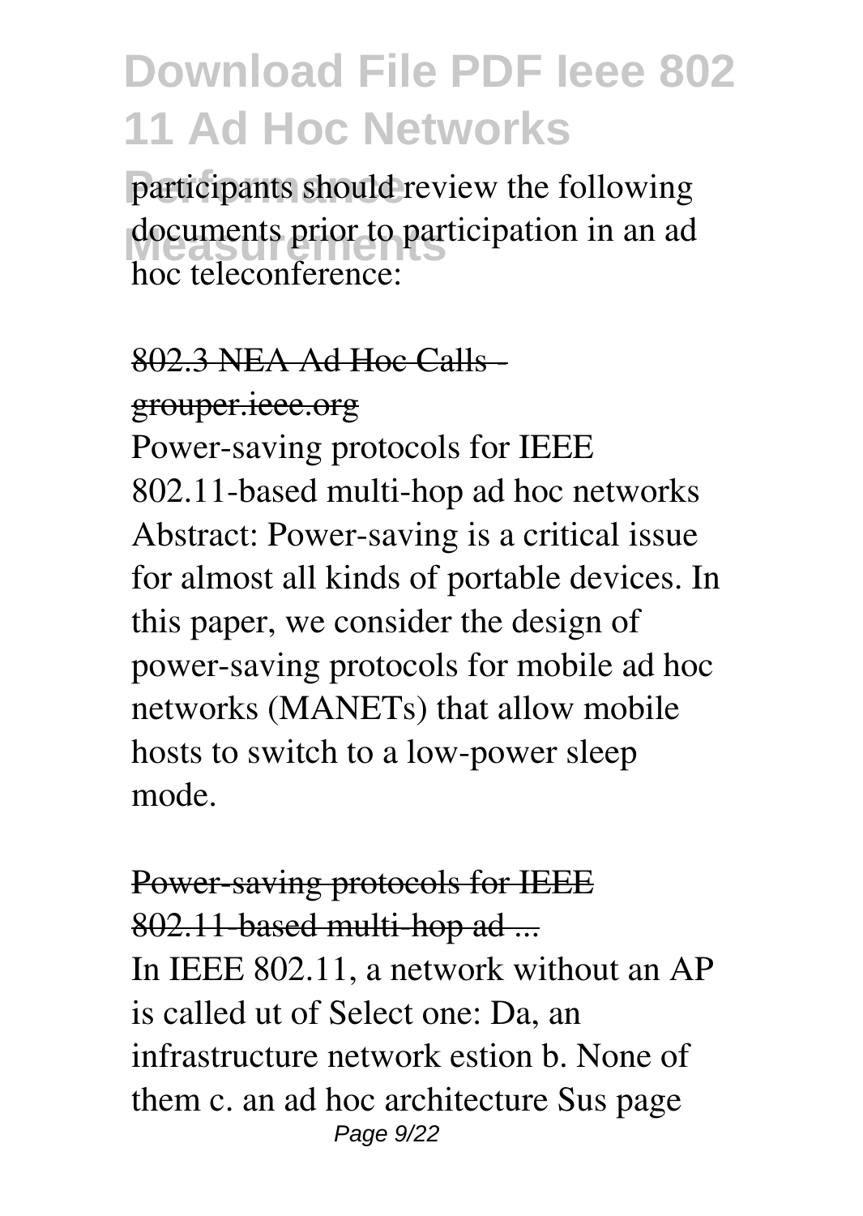participants should review the following documents prior to participation in an ad hoc teleconference:

## 802.3 NEA Ad Hoc Calls - grouper.ieee.org

Power-saving protocols for IEEE 802.11-based multi-hop ad hoc networks Abstract: Power-saving is a critical issue for almost all kinds of portable devices. In this paper, we consider the design of power-saving protocols for mobile ad hoc networks (MANETs) that allow mobile hosts to switch to a low-power sleep mode.

## Power-saving protocols for IEEE 802.11-based multi-hop ad ...

In IEEE 802.11, a network without an AP is called ut of Select one: Da, an infrastructure network estion b. None of them c. an ad hoc architecture Sus page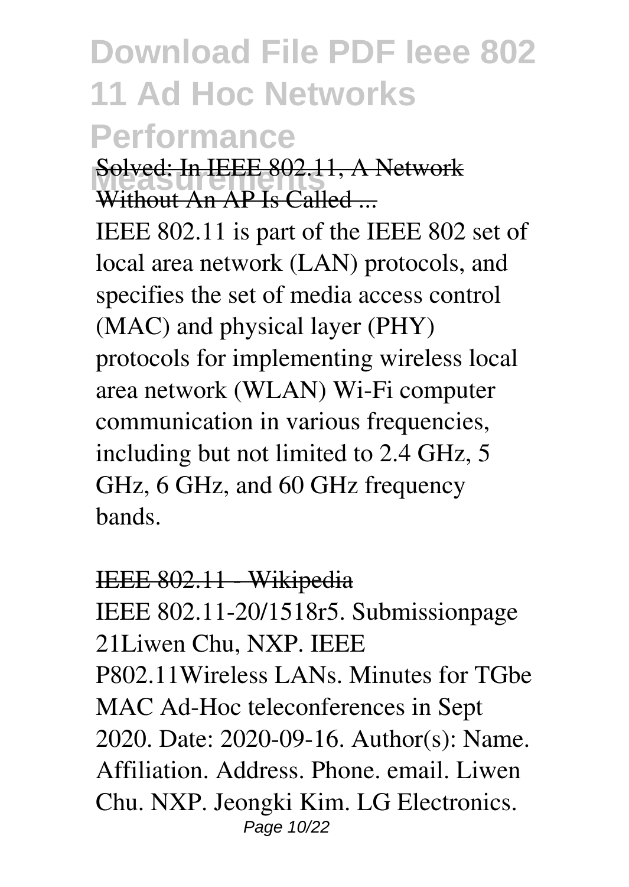Solved: In IEEE 802.11, A Network Without An AP Is Called ...

IEEE 802.11 is part of the IEEE 802 set of local area network (LAN) protocols, and specifies the set of media access control (MAC) and physical layer (PHY) protocols for implementing wireless local area network (WLAN) Wi-Fi computer communication in various frequencies, including but not limited to 2.4 GHz, 5 GHz, 6 GHz, and 60 GHz frequency bands.

IEEE 802.11 - Wikipedia

IEEE 802.11-20/1518r5. Submissionpage 21Liwen Chu, NXP. IEEE P802.11Wireless LANs. Minutes for TGbe MAC Ad-Hoc teleconferences in Sept 2020. Date: 2020-09-16. Author(s): Name. Affiliation. Address. Phone. email. Liwen Chu. NXP. Jeongki Kim. LG Electronics.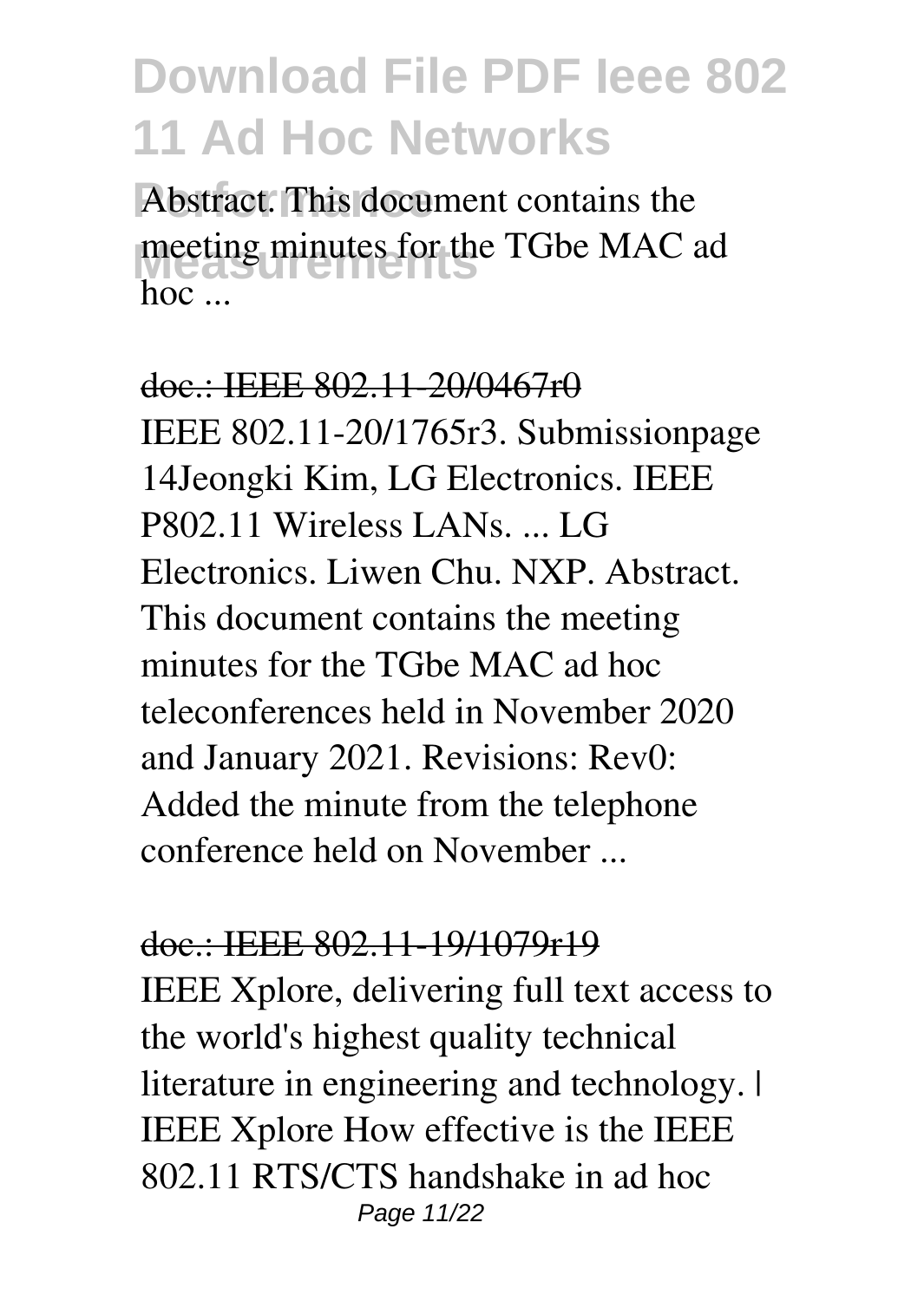Abstract. This document contains the meeting minutes for the TGbe MAC ad hoc ...

doc.: IEEE 802.11-20/0467r0

IEEE 802.11-20/1765r3. Submissionpage 14Jeongki Kim, LG Electronics. IEEE P802.11 Wireless LANs. ... LG Electronics. Liwen Chu. NXP. Abstract. This document contains the meeting minutes for the TGbe MAC ad hoc teleconferences held in November 2020 and January 2021. Revisions: Rev0: Added the minute from the telephone conference held on November ...

doc.: IEEE 802.11-19/1079r19

IEEE Xplore, delivering full text access to the world's highest quality technical literature in engineering and technology. | IEEE Xplore How effective is the IEEE 802.11 RTS/CTS handshake in ad hoc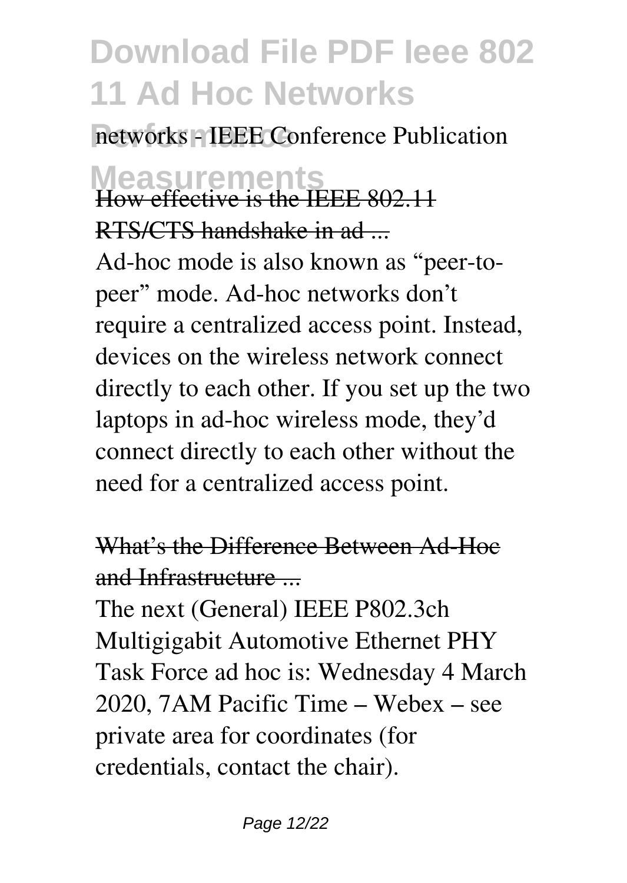networks - IEEE Conference Publication

How effective is the IEEE 802.11 RTS/CTS handshake in ad ...

Ad-hoc mode is also known as "peer-to-peer" mode. Ad-hoc networks don't require a centralized access point. Instead, devices on the wireless network connect directly to each other. If you set up the two laptops in ad-hoc wireless mode, they'd connect directly to each other without the need for a centralized access point.

What's the Difference Between Ad-Hoc and Infrastructure ...

The next (General) IEEE P802.3ch Multigigabit Automotive Ethernet PHY Task Force ad hoc is: Wednesday 4 March 2020, 7AM Pacific Time – Webex – see private area for coordinates (for credentials, contact the chair).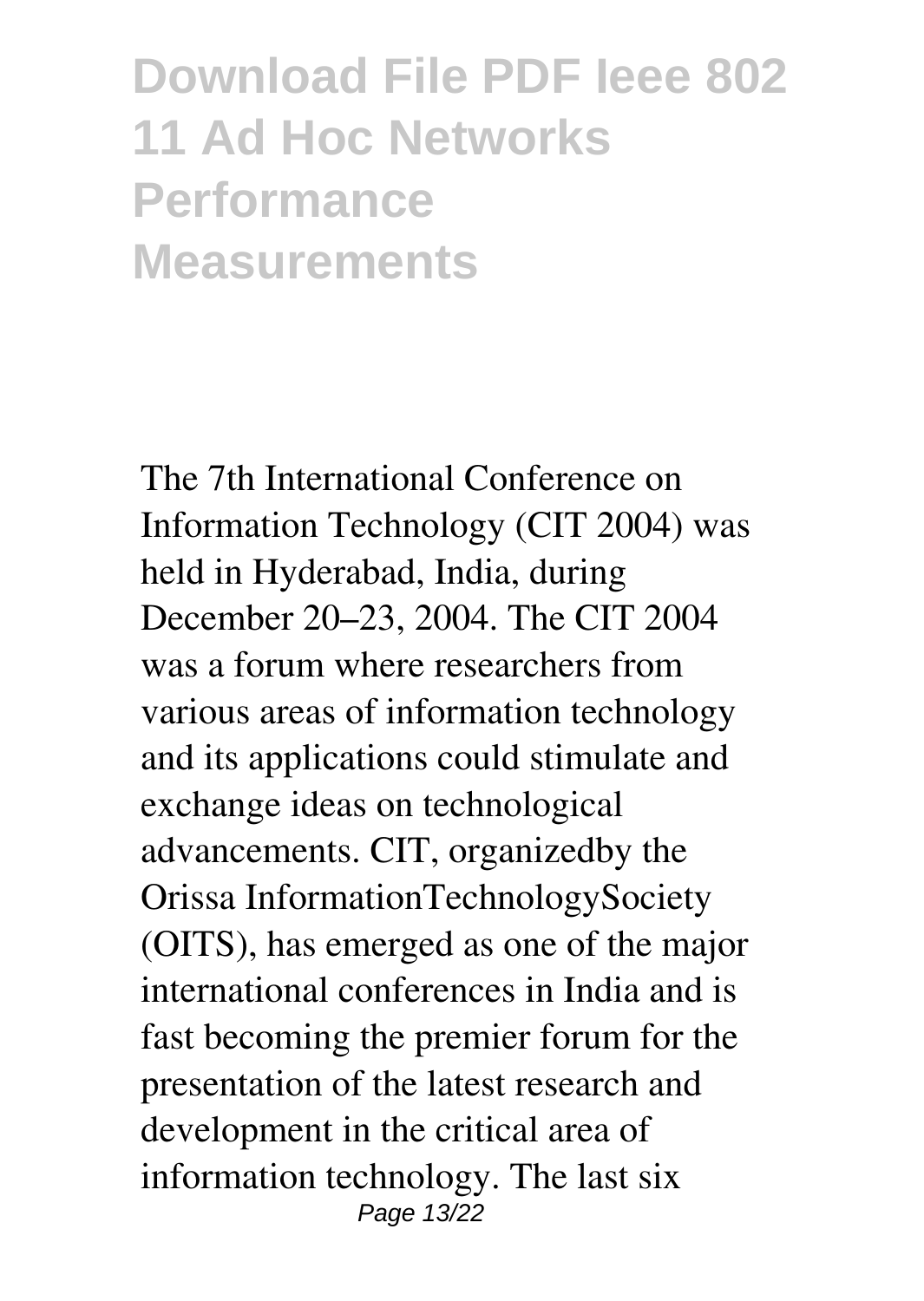# Download File PDF Ieee 802 11 Ad Hoc Networks Performance Measurements

The 7th International Conference on Information Technology (CIT 2004) was held in Hyderabad, India, during December 20–23, 2004. The CIT 2004 was a forum where researchers from various areas of information technology and its applications could stimulate and exchange ideas on technological advancements. CIT, organizedby the Orissa InformationTechnologySociety (OITS), has emerged as one of the major international conferences in India and is fast becoming the premier forum for the presentation of the latest research and development in the critical area of information technology. The last six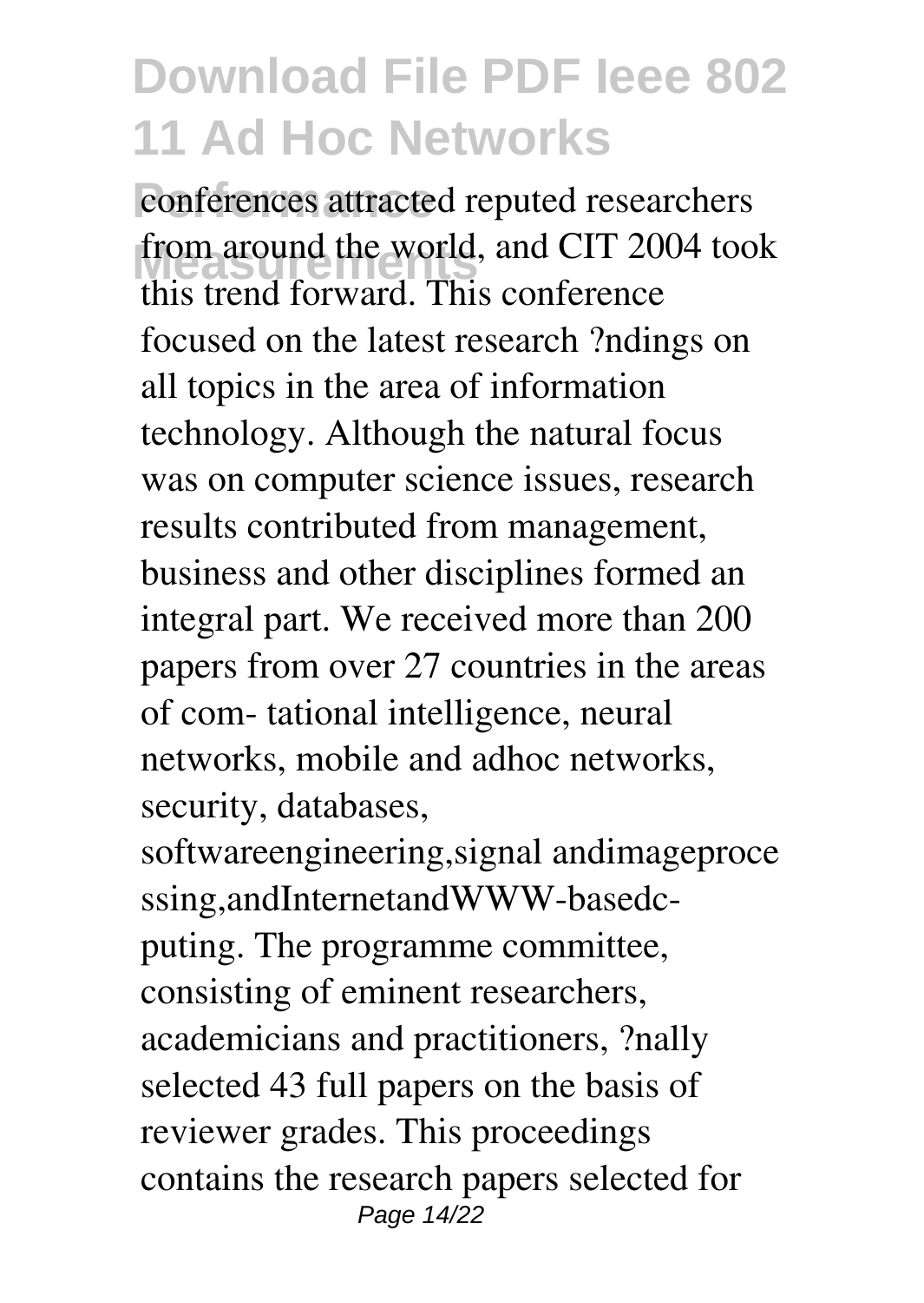conferences attracted reputed researchers from around the world, and CIT 2004 took this trend forward. This conference focused on the latest research ?ndings on all topics in the area of information technology. Although the natural focus was on computer science issues, research results contributed from management, business and other disciplines formed an integral part. We received more than 200 papers from over 27 countries in the areas of com- tational intelligence, neural networks, mobile and adhoc networks, security, databases, softwareengineering,signal andimageprocessing,andInternetandWWW-basedc- puting. The programme committee, consisting of eminent researchers, academicians and practitioners, ?nally selected 43 full papers on the basis of reviewer grades. This proceedings contains the research papers selected for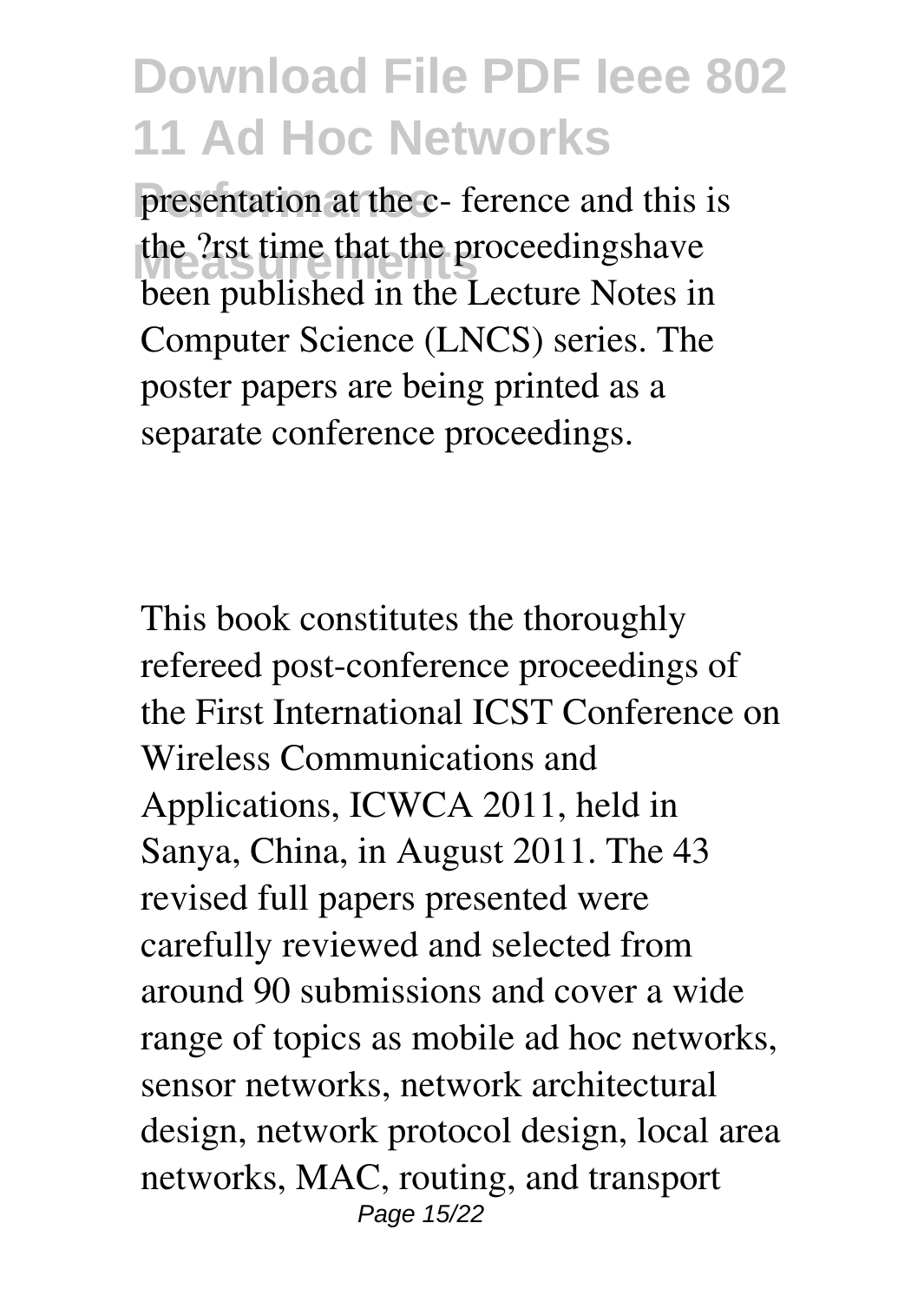presentation at the c- ference and this is the ?rst time that the proceedingshave been published in the Lecture Notes in Computer Science (LNCS) series. The poster papers are being printed as a separate conference proceedings.

This book constitutes the thoroughly refereed post-conference proceedings of the First International ICST Conference on Wireless Communications and Applications, ICWCA 2011, held in Sanya, China, in August 2011. The 43 revised full papers presented were carefully reviewed and selected from around 90 submissions and cover a wide range of topics as mobile ad hoc networks, sensor networks, network architectural design, network protocol design, local area networks, MAC, routing, and transport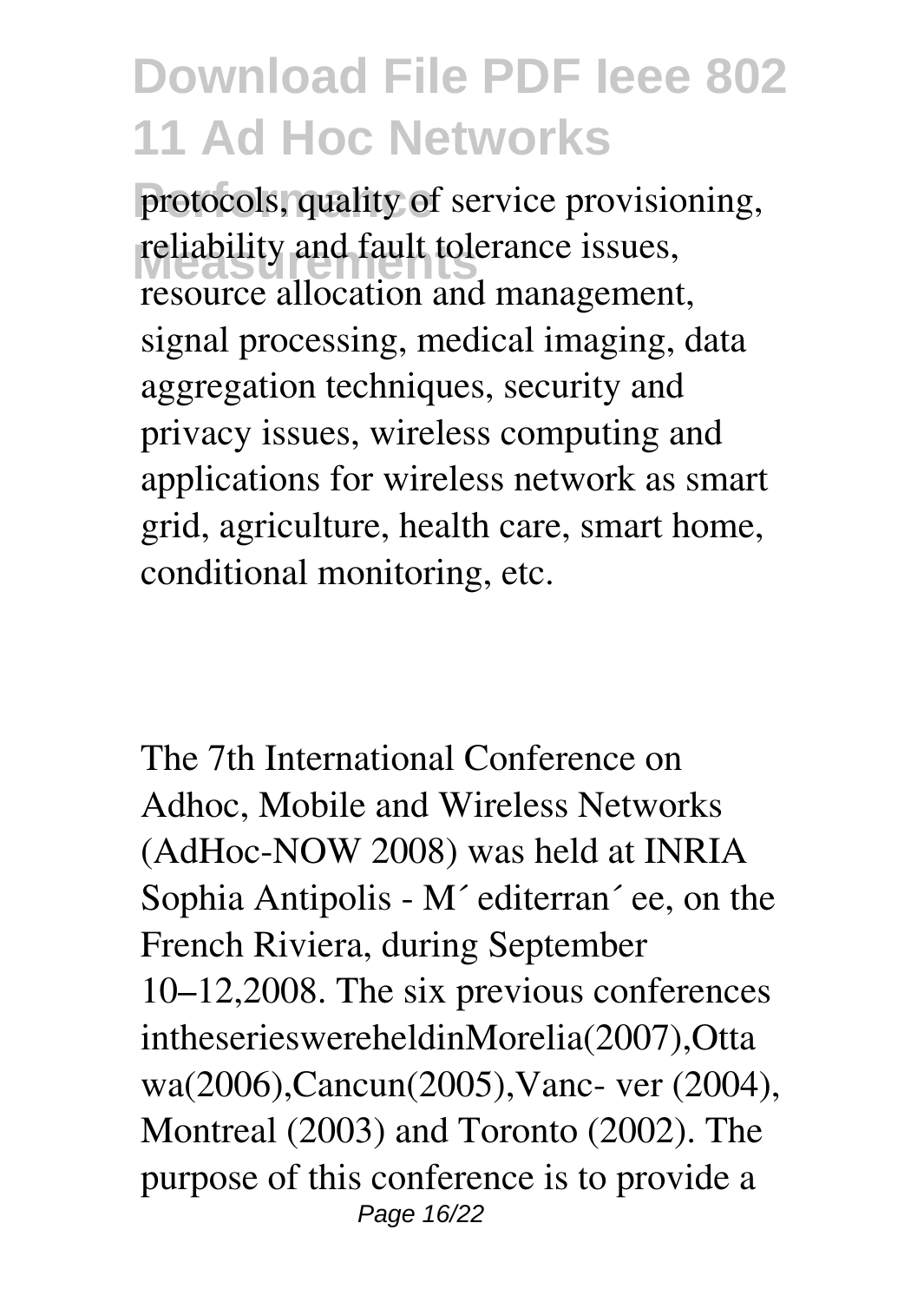protocols, quality of service provisioning, reliability and fault tolerance issues, resource allocation and management, signal processing, medical imaging, data aggregation techniques, security and privacy issues, wireless computing and applications for wireless network as smart grid, agriculture, health care, smart home, conditional monitoring, etc.

The 7th International Conference on Adhoc, Mobile and Wireless Networks (AdHoc-NOW 2008) was held at INRIA Sophia Antipolis - M´ editerran´ ee, on the French Riviera, during September 10–12,2008. The six previous conferences intheserieswereheldinMorelia(2007),Ottawa(2006),Cancun(2005),Vanc- ver (2004), Montreal (2003) and Toronto (2002). The purpose of this conference is to provide a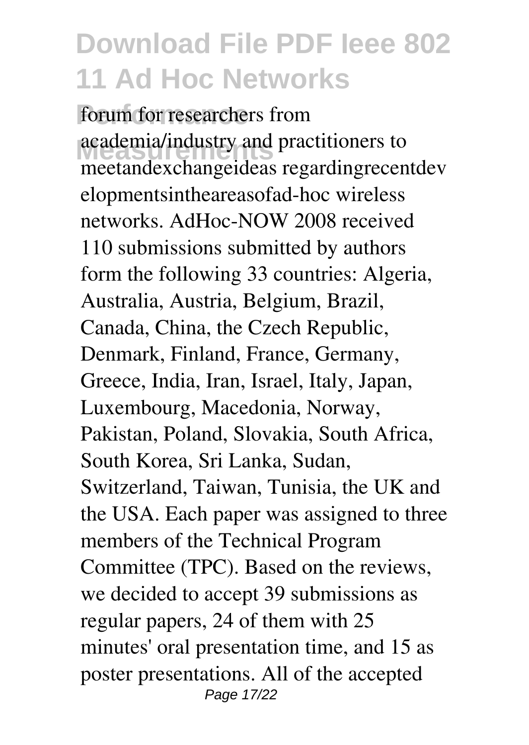forum for researchers from academia/industry and practitioners to meetandexchangeideas regardingrecentdev elopmentsintheareasofad-hoc wireless networks. AdHoc-NOW 2008 received 110 submissions submitted by authors form the following 33 countries: Algeria, Australia, Austria, Belgium, Brazil, Canada, China, the Czech Republic, Denmark, Finland, France, Germany, Greece, India, Iran, Israel, Italy, Japan, Luxembourg, Macedonia, Norway, Pakistan, Poland, Slovakia, South Africa, South Korea, Sri Lanka, Sudan, Switzerland, Taiwan, Tunisia, the UK and the USA. Each paper was assigned to three members of the Technical Program Committee (TPC). Based on the reviews, we decided to accept 39 submissions as regular papers, 24 of them with 25 minutes' oral presentation time, and 15 as poster presentations. All of the accepted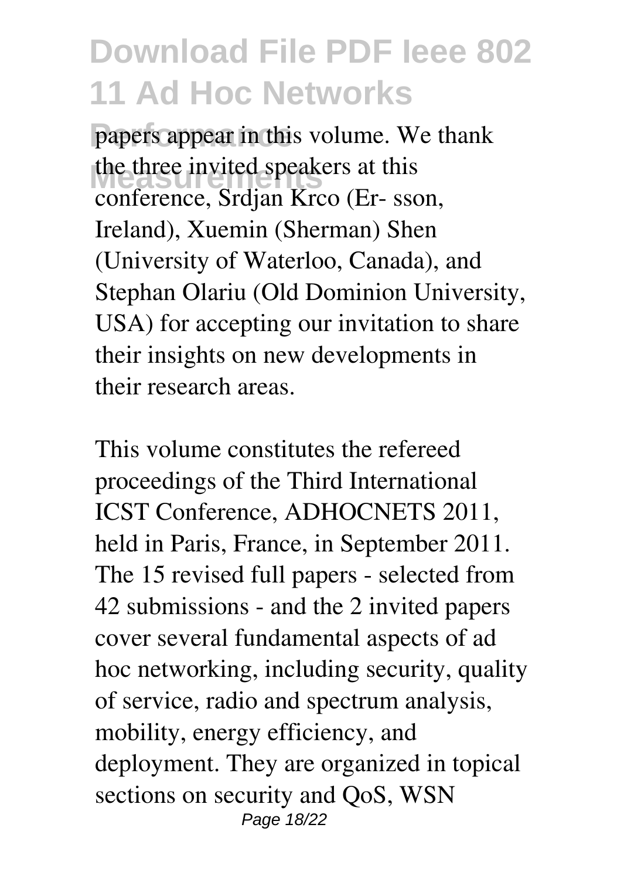papers appear in this volume. We thank the three invited speakers at this conference, Srdjan Krco (Er- sson, Ireland), Xuemin (Sherman) Shen (University of Waterloo, Canada), and Stephan Olariu (Old Dominion University, USA) for accepting our invitation to share their insights on new developments in their research areas.

This volume constitutes the refereed proceedings of the Third International ICST Conference, ADHOCNETS 2011, held in Paris, France, in September 2011. The 15 revised full papers - selected from 42 submissions - and the 2 invited papers cover several fundamental aspects of ad hoc networking, including security, quality of service, radio and spectrum analysis, mobility, energy efficiency, and deployment. They are organized in topical sections on security and QoS, WSN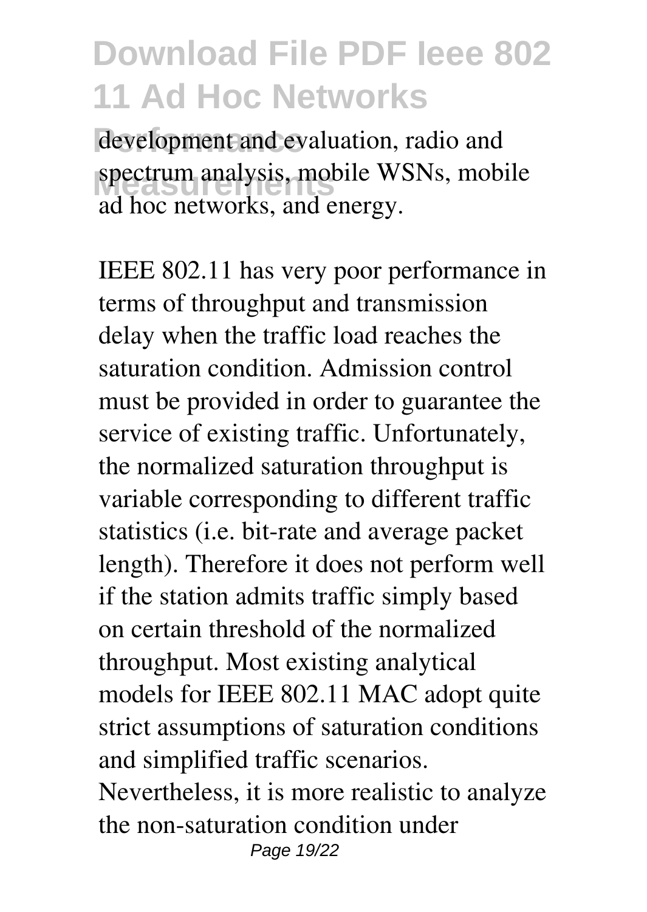development and evaluation, radio and spectrum analysis, mobile WSNs, mobile ad hoc networks, and energy.

IEEE 802.11 has very poor performance in terms of throughput and transmission delay when the traffic load reaches the saturation condition. Admission control must be provided in order to guarantee the service of existing traffic. Unfortunately, the normalized saturation throughput is variable corresponding to different traffic statistics (i.e. bit-rate and average packet length). Therefore it does not perform well if the station admits traffic simply based on certain threshold of the normalized throughput. Most existing analytical models for IEEE 802.11 MAC adopt quite strict assumptions of saturation conditions and simplified traffic scenarios. Nevertheless, it is more realistic to analyze the non-saturation condition under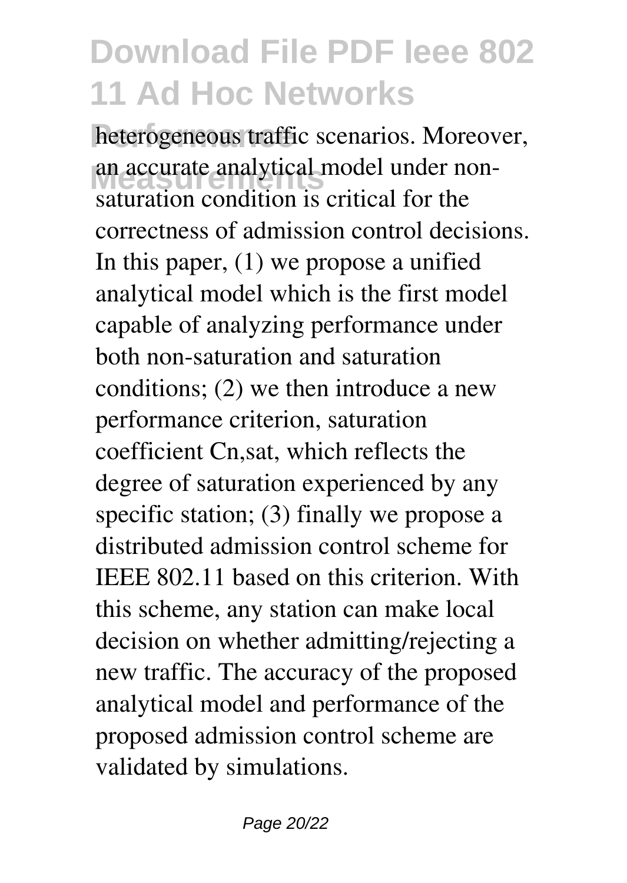heterogeneous traffic scenarios. Moreover, an accurate analytical model under non-saturation condition is critical for the correctness of admission control decisions. In this paper, (1) we propose a unified analytical model which is the first model capable of analyzing performance under both non-saturation and saturation conditions; (2) we then introduce a new performance criterion, saturation coefficient $C_{n,sat}$, which reflects the degree of saturation experienced by any specific station; (3) finally we propose a distributed admission control scheme for IEEE 802.11 based on this criterion. With this scheme, any station can make local decision on whether admitting/rejecting a new traffic. The accuracy of the proposed analytical model and performance of the proposed admission control scheme are validated by simulations.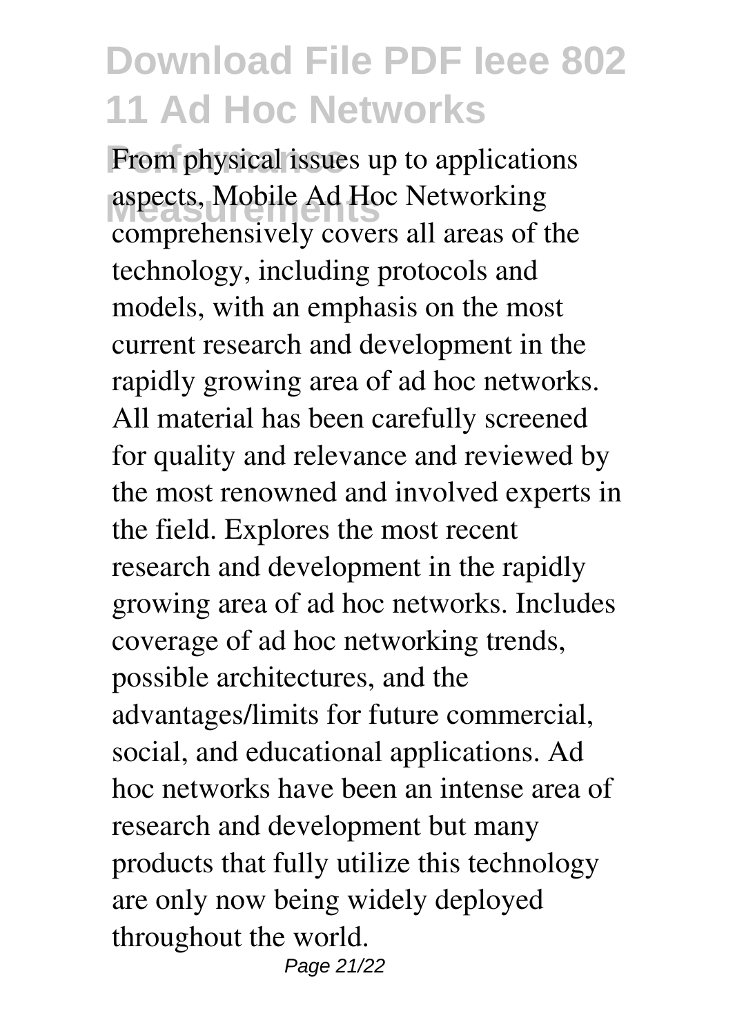From physical issues up to applications aspects, Mobile Ad Hoc Networking comprehensively covers all areas of the technology, including protocols and models, with an emphasis on the most current research and development in the rapidly growing area of ad hoc networks. All material has been carefully screened for quality and relevance and reviewed by the most renowned and involved experts in the field. Explores the most recent research and development in the rapidly growing area of ad hoc networks. Includes coverage of ad hoc networking trends, possible architectures, and the advantages/limits for future commercial, social, and educational applications. Ad hoc networks have been an intense area of research and development but many products that fully utilize this technology are only now being widely deployed throughout the world.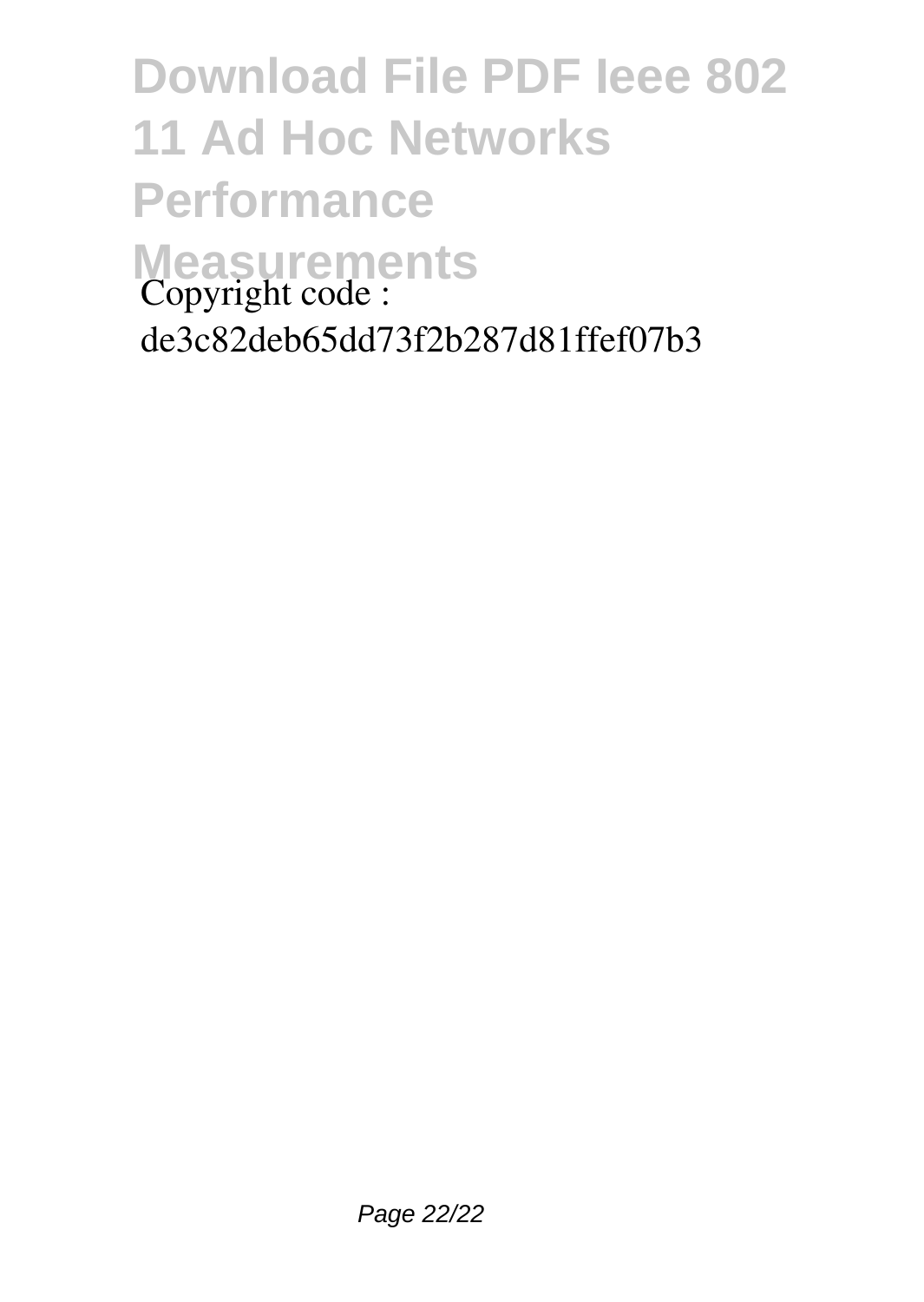Copyright code : de3c82deb65dd73f2b287d81ffef07b3